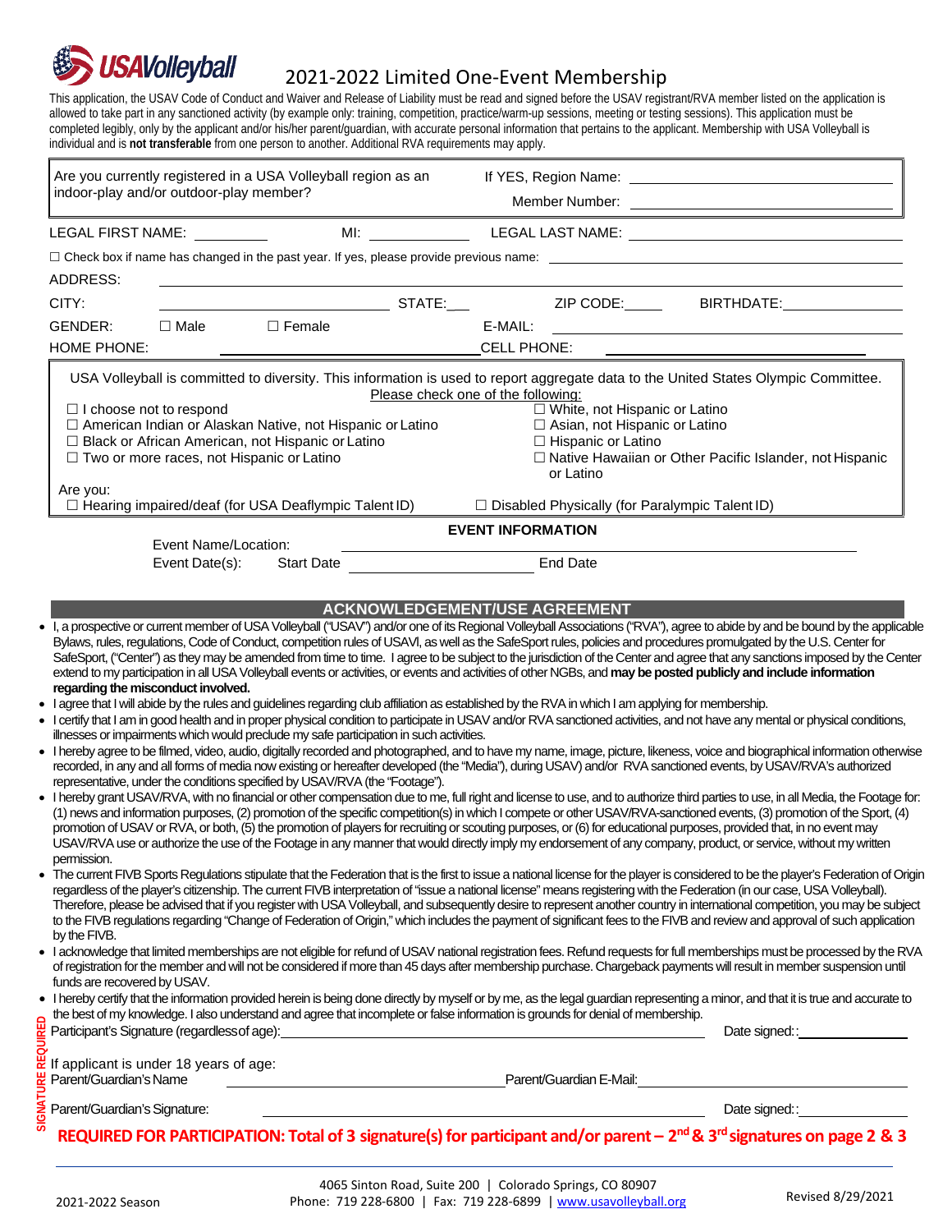# USA Volleyball

## 2021-2022 Limited One-Event Membership

This application, the USAV Code of Conduct and Waiver and Release of Liability must be read and signed before the USAV registrant/RVA member listed on the application is allowed to take part in any sanctioned activity (by example only: training, competition, practice/warm-up sessions, meeting or testing sessions). This application must be completed legibly, only by the applicant and/or his/her parent/guardian, with accurate personal information that pertains to the applicant. Membership with USA Volleyball is individual and is **not transferable** from one person to another. Additional RVA requirements may apply.

| Are you currently registered in a USA Volleyball region as an indoor-play and/or outdoor-play member? | If YES, Region Name: ______________ <br> Member Number: ______________ |
|---|---|

LEGAL FIRST NAME: __________ MI: __________ LEGAL LAST NAME: ______________

☐ Check box if name has changed in the past year. If yes, please provide previous name: ______________

ADDRESS: ______________

CITY: ______________ STATE:___ ZIP CODE:_____ BIRTHDATE:__________

GENDER: ☐ Male ☐ Female E-MAIL: ______________

HOME PHONE: ______________ CELL PHONE: ______________

USA Volleyball is committed to diversity. This information is used to report aggregate data to the United States Olympic Committee.

Please check one of the following:

- ☐ I choose not to respond
- ☐ White, not Hispanic or Latino
- ☐ American Indian or Alaskan Native, not Hispanic or Latino
- ☐ Asian, not Hispanic or Latino
- ☐ Black or African American, not Hispanic or Latino
- ☐ Hispanic or Latino
- ☐ Two or more races, not Hispanic or Latino
- ☐ Native Hawaiian or Other Pacific Islander, not Hispanic or Latino

Are you:

- ☐ Hearing impaired/deaf (for USA Deaflympic Talent ID)
- ☐ Disabled Physically (for Paralympic Talent ID)

### EVENT INFORMATION

Event Name/Location: ______________

Event Date(s): Start Date ______________ End Date

### ACKNOWLEDGEMENT/USE AGREEMENT

- I, a prospective or current member of USA Volleyball ("USAV") and/or one of its Regional Volleyball Associations ("RVA"), agree to abide by and be bound by the applicable Bylaws, rules, regulations, Code of Conduct, competition rules of USAVl, as well as the SafeSport rules, policies and procedures promulgated by the U.S. Center for SafeSport, ("Center") as they may be amended from time to time. I agree to be subject to the jurisdiction of the Center and agree that any sanctions imposed by the Center extend to my participation in all USA Volleyball events or activities, or events and activities of other NGBs, and **may be posted publicly and include information regarding the misconduct involved.**
- I agree that I will abide by the rules and guidelines regarding club affiliation as established by the RVA in which I am applying for membership.
- I certify that I am in good health and in proper physical condition to participate in USAV and/or RVA sanctioned activities, and not have any mental or physical conditions, illnesses or impairments which would preclude my safe participation in such activities.
- I hereby agree to be filmed, video, audio, digitally recorded and photographed, and to have my name, image, picture, likeness, voice and biographical information otherwise recorded, in any and all forms of media now existing or hereafter developed (the "Media"), during USAV) and/or RVA sanctioned events, by USAV/RVA's authorized representative, under the conditions specified by USAV/RVA (the "Footage").
- I hereby grant USAV/RVA, with no financial or other compensation due to me, full right and license to use, and to authorize third parties to use, in all Media, the Footage for: (1) news and information purposes, (2) promotion of the specific competition(s) in which I compete or other USAV/RVA-sanctioned events, (3) promotion of the Sport, (4) promotion of USAV or RVA, or both, (5) the promotion of players for recruiting or scouting purposes, or (6) for educational purposes, provided that, in no event may USAV/RVA use or authorize the use of the Footage in any manner that would directly imply my endorsement of any company, product, or service, without my written permission.
- The current FIVB Sports Regulations stipulate that the Federation that is the first to issue a national license for the player is considered to be the player's Federation of Origin regardless of the player's citizenship. The current FIVB interpretation of "issue a national license" means registering with the Federation (in our case, USA Volleyball). Therefore, please be advised that if you register with USA Volleyball, and subsequently desire to represent another country in international competition, you may be subject to the FIVB regulations regarding "Change of Federation of Origin," which includes the payment of significant fees to the FIVB and review and approval of such application by the FIVB.
- I acknowledge that limited memberships are not eligible for refund of USAV national registration fees. Refund requests for full memberships must be processed by the RVA of registration for the member and will not be considered if more than 45 days after membership purchase. Chargeback payments will result in member suspension until funds are recovered by USAV.
- I hereby certify that the information provided herein is being done directly by myself or by me, as the legal guardian representing a minor, and that it is true and accurate to the best of my knowledge. I also understand and agree that incomplete or false information is grounds for denial of membership.

SIGNATURE REQUIRED

Participant's Signature (regardless of age): ______________ Date signed:: __________

If applicant is under 18 years of age:

Parent/Guardian's Name ______________ Parent/Guardian E-Mail: ______________

Parent/Guardian's Signature: ______________ Date signed:: __________

**REQUIRED FOR PARTICIPATION: Total of 3 signature(s) for participant and/or parent – 2nd & 3rd signatures on page 2 & 3**

2021-2022 Season

4065 Sinton Road, Suite 200 | Colorado Springs, CO 80907
Phone: 719 228-6800 | Fax: 719 228-6899 | www.usavolleyball.org

Revised 8/29/2021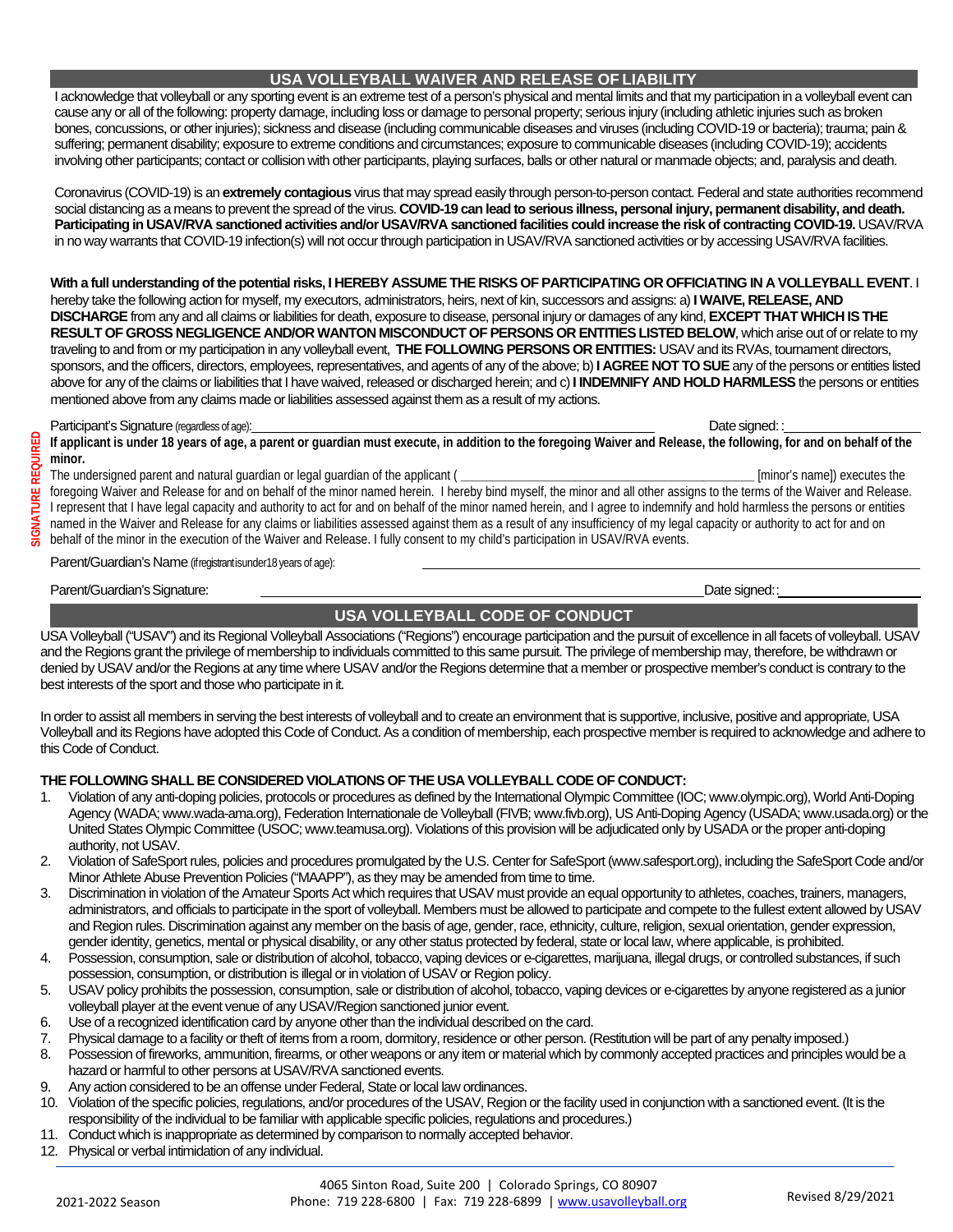## USA VOLLEYBALL WAIVER AND RELEASE OF LIABILITY

I acknowledge that volleyball or any sporting event is an extreme test of a person's physical and mental limits and that my participation in a volleyball event can cause any or all of the following: property damage, including loss or damage to personal property; serious injury (including athletic injuries such as broken bones, concussions, or other injuries); sickness and disease (including communicable diseases and viruses (including COVID-19 or bacteria); trauma; pain & suffering; permanent disability; exposure to extreme conditions and circumstances; exposure to communicable diseases (including COVID-19); accidents involving other participants; contact or collision with other participants, playing surfaces, balls or other natural or manmade objects; and, paralysis and death.

Coronavirus (COVID-19) is an **extremely contagious** virus that may spread easily through person-to-person contact. Federal and state authorities recommend social distancing as a means to prevent the spread of the virus. **COVID-19 can lead to serious illness, personal injury, permanent disability, and death. Participating in USAV/RVA sanctioned activities and/or USAV/RVA sanctioned facilities could increase the risk of contracting COVID-19.** USAV/RVA in no way warrants that COVID-19 infection(s) will not occur through participation in USAV/RVA sanctioned activities or by accessing USAV/RVA facilities.

**With a full understanding of the potential risks, I HEREBY ASSUME THE RISKS OF PARTICIPATING OR OFFICIATING IN A VOLLEYBALL EVENT**. I hereby take the following action for myself, my executors, administrators, heirs, next of kin, successors and assigns: a) **I WAIVE, RELEASE, AND DISCHARGE** from any and all claims or liabilities for death, exposure to disease, personal injury or damages of any kind, **EXCEPT THAT WHICH IS THE RESULT OF GROSS NEGLIGENCE AND/OR WANTON MISCONDUCT OF PERSONS OR ENTITIES LISTED BELOW**, which arise out of or relate to my traveling to and from or my participation in any volleyball event, **THE FOLLOWING PERSONS OR ENTITIES:** USAV and its RVAs, tournament directors, sponsors, and the officers, directors, employees, representatives, and agents of any of the above; b) **I AGREE NOT TO SUE** any of the persons or entities listed above for any of the claims or liabilities that I have waived, released or discharged herein; and c) **I INDEMNIFY AND HOLD HARMLESS** the persons or entities mentioned above from any claims made or liabilities assessed against them as a result of my actions.

SIGNATURE REQUIRED

Participant's Signature (regardless of age): ____________________ Date signed: ____________

**If applicant is under 18 years of age, a parent or guardian must execute, in addition to the foregoing Waiver and Release, the following, for and on behalf of the minor.**

The undersigned parent and natural guardian or legal guardian of the applicant ( ____________________ [minor's name]) executes the foregoing Waiver and Release for and on behalf of the minor named herein. I hereby bind myself, the minor and all other assigns to the terms of the Waiver and Release. I represent that I have legal capacity and authority to act for and on behalf of the minor named herein, and I agree to indemnify and hold harmless the persons or entities named in the Waiver and Release for any claims or liabilities assessed against them as a result of any insufficiency of my legal capacity or authority to act for and on behalf of the minor in the execution of the Waiver and Release. I fully consent to my child's participation in USAV/RVA events.

Parent/Guardian's Name (if registrant is under 18 years of age): ____________________

Parent/Guardian's Signature: ____________________ Date signed: ____________

## USA VOLLEYBALL CODE OF CONDUCT

USA Volleyball ("USAV") and its Regional Volleyball Associations ("Regions") encourage participation and the pursuit of excellence in all facets of volleyball. USAV and the Regions grant the privilege of membership to individuals committed to this same pursuit. The privilege of membership may, therefore, be withdrawn or denied by USAV and/or the Regions at any time where USAV and/or the Regions determine that a member or prospective member's conduct is contrary to the best interests of the sport and those who participate in it.

In order to assist all members in serving the best interests of volleyball and to create an environment that is supportive, inclusive, positive and appropriate, USA Volleyball and its Regions have adopted this Code of Conduct. As a condition of membership, each prospective member is required to acknowledge and adhere to this Code of Conduct.

**THE FOLLOWING SHALL BE CONSIDERED VIOLATIONS OF THE USA VOLLEYBALL CODE OF CONDUCT:**

1. Violation of any anti-doping policies, protocols or procedures as defined by the International Olympic Committee (IOC; www.olympic.org), World Anti-Doping Agency (WADA; www.wada-ama.org), Federation Internationale de Volleyball (FIVB; www.fivb.org), US Anti-Doping Agency (USADA; www.usada.org) or the United States Olympic Committee (USOC; www.teamusa.org). Violations of this provision will be adjudicated only by USADA or the proper anti-doping authority, not USAV.
2. Violation of SafeSport rules, policies and procedures promulgated by the U.S. Center for SafeSport (www.safesport.org), including the SafeSport Code and/or Minor Athlete Abuse Prevention Policies ("MAAPP"), as they may be amended from time to time.
3. Discrimination in violation of the Amateur Sports Act which requires that USAV must provide an equal opportunity to athletes, coaches, trainers, managers, administrators, and officials to participate in the sport of volleyball. Members must be allowed to participate and compete to the fullest extent allowed by USAV and Region rules. Discrimination against any member on the basis of age, gender, race, ethnicity, culture, religion, sexual orientation, gender expression, gender identity, genetics, mental or physical disability, or any other status protected by federal, state or local law, where applicable, is prohibited.
4. Possession, consumption, sale or distribution of alcohol, tobacco, vaping devices or e-cigarettes, marijuana, illegal drugs, or controlled substances, if such possession, consumption, or distribution is illegal or in violation of USAV or Region policy.
5. USAV policy prohibits the possession, consumption, sale or distribution of alcohol, tobacco, vaping devices or e-cigarettes by anyone registered as a junior volleyball player at the event venue of any USAV/Region sanctioned junior event.
6. Use of a recognized identification card by anyone other than the individual described on the card.
7. Physical damage to a facility or theft of items from a room, dormitory, residence or other person. (Restitution will be part of any penalty imposed.)
8. Possession of fireworks, ammunition, firearms, or other weapons or any item or material which by commonly accepted practices and principles would be a hazard or harmful to other persons at USAV/RVA sanctioned events.
9. Any action considered to be an offense under Federal, State or local law ordinances.
10. Violation of the specific policies, regulations, and/or procedures of the USAV, Region or the facility used in conjunction with a sanctioned event. (It is the responsibility of the individual to be familiar with applicable specific policies, regulations and procedures.)
11. Conduct which is inappropriate as determined by comparison to normally accepted behavior.
12. Physical or verbal intimidation of any individual.

2021-2022 Season

4065 Sinton Road, Suite 200 | Colorado Springs, CO 80907
Phone: 719 228-6800 | Fax: 719 228-6899 | www.usavolleyball.org

Revised 8/29/2021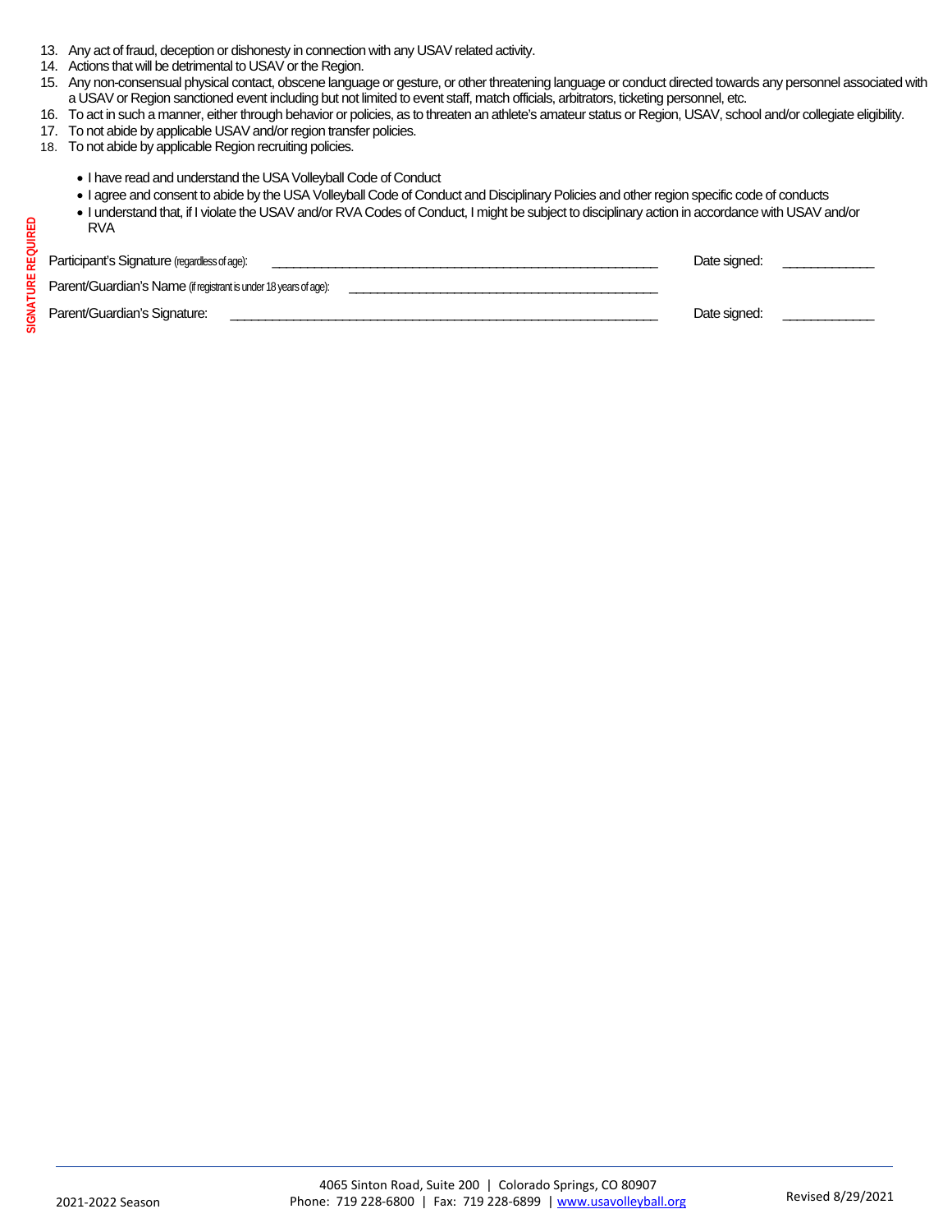13. Any act of fraud, deception or dishonesty in connection with any USAV related activity.
14. Actions that will be detrimental to USAV or the Region.
15. Any non-consensual physical contact, obscene language or gesture, or other threatening language or conduct directed towards any personnel associated with a USAV or Region sanctioned event including but not limited to event staff, match officials, arbitrators, ticketing personnel, etc.
16. To act in such a manner, either through behavior or policies, as to threaten an athlete's amateur status or Region, USAV, school and/or collegiate eligibility.
17. To not abide by applicable USAV and/or region transfer policies.
18. To not abide by applicable Region recruiting policies.

- I have read and understand the USA Volleyball Code of Conduct
- I agree and consent to abide by the USA Volleyball Code of Conduct and Disciplinary Policies and other region specific code of conducts
- I understand that, if I violate the USAV and/or RVA Codes of Conduct, I might be subject to disciplinary action in accordance with USAV and/or RVA

**SIGNATURE REQUIRED**

Participant's Signature (regardless of age): ____________________________________________ Date signed: ____________

Parent/Guardian's Name (if registrant is under 18 years of age): ____________________________________________

Parent/Guardian's Signature: ____________________________________________ Date signed: ____________

2021-2022 Season

4065 Sinton Road, Suite 200 | Colorado Springs, CO 80907
Phone: 719 228-6800 | Fax: 719 228-6899 | www.usavolleyball.org

Revised 8/29/2021